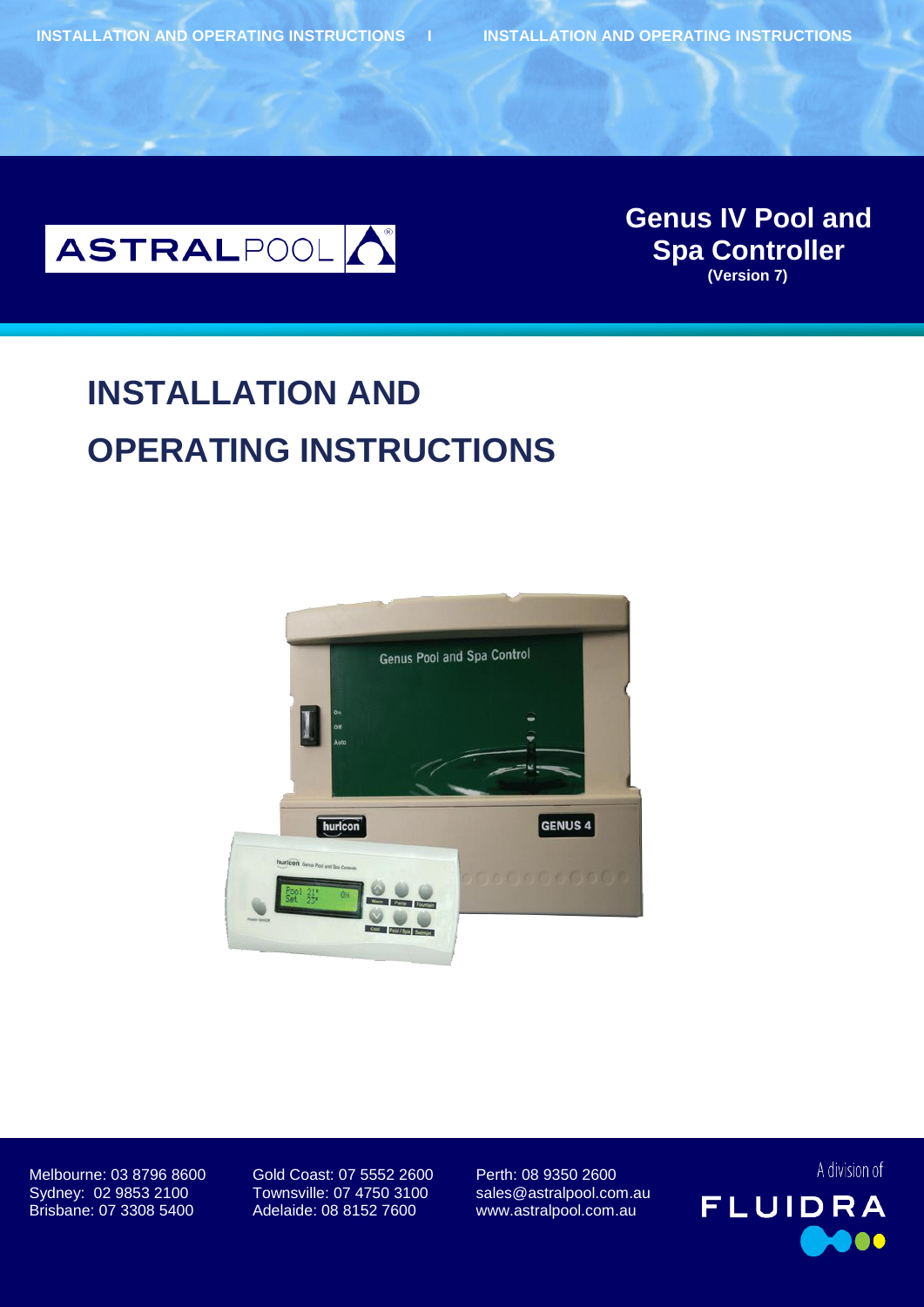ASTRALPOOL

# Genus IV Pool and Spa Controller

**(Version 7)**

# INSTALLATION AND OPERATING INSTRUCTIONS

Melbourne: 03 8796 8600
Sydney: 02 9853 2100
Brisbane: 07 3308 5400

Gold Coast: 07 5552 2600
Townsville: 07 4750 3100
Adelaide: 08 8152 7600

Perth: 08 9350 2600
sales@astralpool.com.au
www.astralpool.com.au

A division of FLUIDRA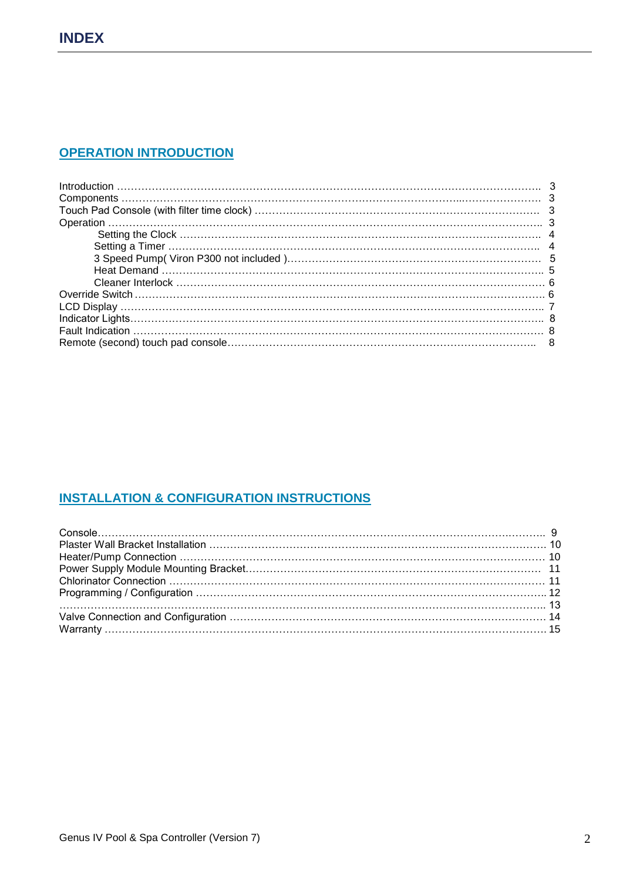# INDEX

## OPERATION INTRODUCTION

Introduction …………………………………………………………………………………………………………….. 3
Components …………………………………………………………………………………………..…………………. 3
Touch Pad Console (with filter time clock) ……………………………………………………………………….. 3
Operation ………………………………………………………………………………………………………………... 3
 Setting the Clock ………………………………………………………………………………………….. 4
 Setting a Timer ……………………………………………………………………………………………. 4
 3 Speed Pump( Viron P300 not included )……………………………………………………………… 5
 Heat Demand ……………………………………………………………………………………………… 5
 Cleaner Interlock …………………………………………………………………………………………… 6
Override Switch ………………………………………………………………………………………………………… 6
LCD Display ……………………………………………………………………………………………………………. 7
Indicator Lights…………………………………………………………………………………………………………. 8
Fault Indication ………………………………………………………………………………………………………… 8
Remote (second) touch pad console…………………………………………………………………………….. 8

## INSTALLATION & CONFIGURATION INSTRUCTIONS

Console……………………………………………………………………………………………………………….. 9
Plaster Wall Bracket Installation ……………………………………………………………………………………. 10
Heater/Pump Connection ……………………………………………………………………………………………. 10
Power Supply Module Mounting Bracket…………………………………………………………………………. 11
Chlorinator Connection ………………………………………………………………………………………………. 11
Programming / Configuration ……………………………………………………………………………………….. 12
……………………………………………………………………………………………………………………………. 13
Valve Connection and Configuration ………………………………………………………………………………. 14
Warranty ……………………………………………………………………………………………………………….. 15

Genus IV Pool & Spa Controller (Version 7)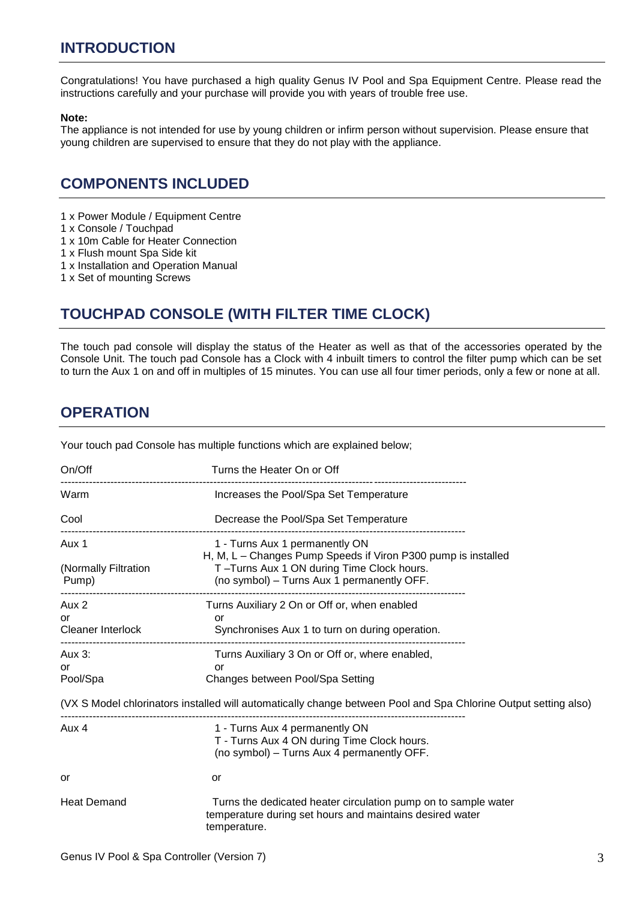## INTRODUCTION

Congratulations! You have purchased a high quality Genus IV Pool and Spa Equipment Centre. Please read the instructions carefully and your purchase will provide you with years of trouble free use.

**Note:**
The appliance is not intended for use by young children or infirm person without supervision. Please ensure that young children are supervised to ensure that they do not play with the appliance.

## COMPONENTS INCLUDED

1 x Power Module / Equipment Centre
1 x Console / Touchpad
1 x 10m Cable for Heater Connection
1 x Flush mount Spa Side kit
1 x Installation and Operation Manual
1 x Set of mounting Screws

## TOUCHPAD CONSOLE (WITH FILTER TIME CLOCK)

The touch pad console will display the status of the Heater as well as that of the accessories operated by the Console Unit. The touch pad Console has a Clock with 4 inbuilt timers to control the filter pump which can be set to turn the Aux 1 on and off in multiples of 15 minutes. You can use all four timer periods, only a few or none at all.

## OPERATION

Your touch pad Console has multiple functions which are explained below;

| | |
|---|---|
| On/Off | Turns the Heater On or Off |
| Warm | Increases the Pool/Spa Set Temperature |
| Cool | Decrease the Pool/Spa Set Temperature |
| Aux 1<br><br>(Normally Filtration Pump) | 1 - Turns Aux 1 permanently ON<br>H, M, L – Changes Pump Speeds if Viron P300 pump is installed<br>T –Turns Aux 1 ON during Time Clock hours.<br>(no symbol) – Turns Aux 1 permanently OFF. |
| Aux 2<br>or<br>Cleaner Interlock | Turns Auxiliary 2 On or Off or, when enabled<br>or<br>Synchronises Aux 1 to turn on during operation. |
| Aux 3:<br>or<br>Pool/Spa | Turns Auxiliary 3 On or Off or, where enabled,<br>or<br>Changes between Pool/Spa Setting |

(VX S Model chlorinators installed will automatically change between Pool and Spa Chlorine Output setting also)

| | |
|---|---|
| Aux 4 | 1 - Turns Aux 4 permanently ON<br>T - Turns Aux 4 ON during Time Clock hours.<br>(no symbol) – Turns Aux 4 permanently OFF. |
| or | or |
| Heat Demand | Turns the dedicated heater circulation pump on to sample water temperature during set hours and maintains desired water temperature. |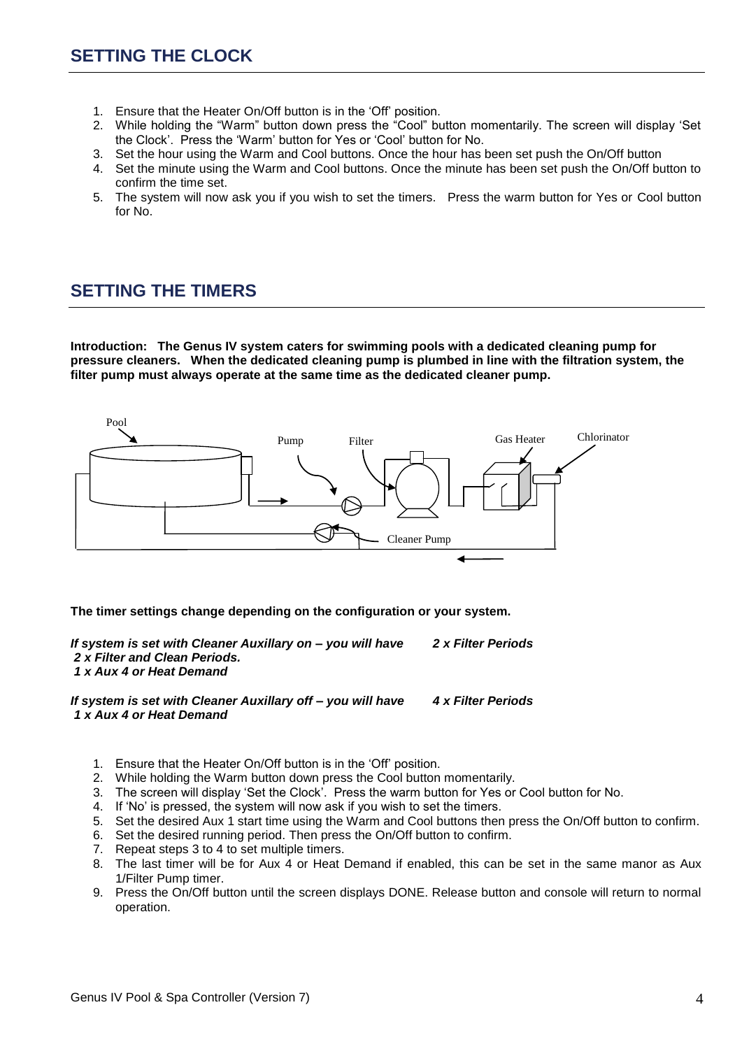## SETTING THE CLOCK

1. Ensure that the Heater On/Off button is in the 'Off' position.
2. While holding the "Warm" button down press the "Cool" button momentarily. The screen will display 'Set the Clock'. Press the 'Warm' button for Yes or 'Cool' button for No.
3. Set the hour using the Warm and Cool buttons. Once the hour has been set push the On/Off button
4. Set the minute using the Warm and Cool buttons. Once the minute has been set push the On/Off button to confirm the time set.
5. The system will now ask you if you wish to set the timers. Press the warm button for Yes or Cool button for No.

## SETTING THE TIMERS

**Introduction: The Genus IV system caters for swimming pools with a dedicated cleaning pump for pressure cleaners. When the dedicated cleaning pump is plumbed in line with the filtration system, the filter pump must always operate at the same time as the dedicated cleaner pump.**

Pool Pump Filter Gas Heater Chlorinator Cleaner Pump

**The timer settings change depending on the configuration or your system.**

***If system is set with Cleaner Auxillary on – you will have 2 x Filter Periods***
***2 x Filter and Clean Periods.***
***1 x Aux 4 or Heat Demand***

***If system is set with Cleaner Auxillary off – you will have 4 x Filter Periods***
***1 x Aux 4 or Heat Demand***

1. Ensure that the Heater On/Off button is in the 'Off' position.
2. While holding the Warm button down press the Cool button momentarily.
3. The screen will display 'Set the Clock'. Press the warm button for Yes or Cool button for No.
4. If 'No' is pressed, the system will now ask if you wish to set the timers.
5. Set the desired Aux 1 start time using the Warm and Cool buttons then press the On/Off button to confirm.
6. Set the desired running period. Then press the On/Off button to confirm.
7. Repeat steps 3 to 4 to set multiple timers.
8. The last timer will be for Aux 4 or Heat Demand if enabled, this can be set in the same manor as Aux 1/Filter Pump timer.
9. Press the On/Off button until the screen displays DONE. Release button and console will return to normal operation.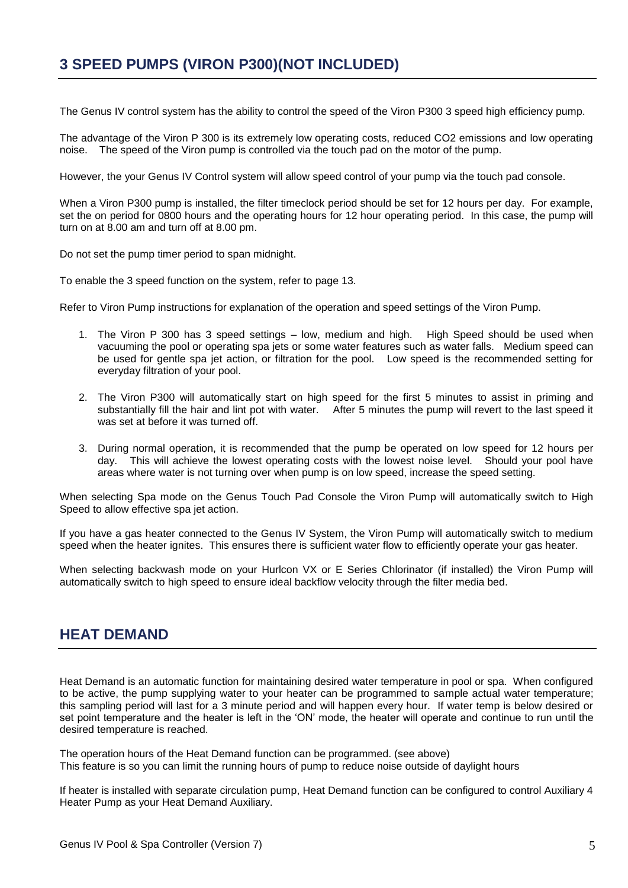## 3 SPEED PUMPS (VIRON P300)(NOT INCLUDED)

The Genus IV control system has the ability to control the speed of the Viron P300 3 speed high efficiency pump.

The advantage of the Viron P 300 is its extremely low operating costs, reduced CO2 emissions and low operating noise. The speed of the Viron pump is controlled via the touch pad on the motor of the pump.

However, the your Genus IV Control system will allow speed control of your pump via the touch pad console.

When a Viron P300 pump is installed, the filter timeclock period should be set for 12 hours per day. For example, set the on period for 0800 hours and the operating hours for 12 hour operating period. In this case, the pump will turn on at 8.00 am and turn off at 8.00 pm.

Do not set the pump timer period to span midnight.

To enable the 3 speed function on the system, refer to page 13.

Refer to Viron Pump instructions for explanation of the operation and speed settings of the Viron Pump.

1. The Viron P 300 has 3 speed settings – low, medium and high. High Speed should be used when vacuuming the pool or operating spa jets or some water features such as water falls. Medium speed can be used for gentle spa jet action, or filtration for the pool. Low speed is the recommended setting for everyday filtration of your pool.

2. The Viron P300 will automatically start on high speed for the first 5 minutes to assist in priming and substantially fill the hair and lint pot with water. After 5 minutes the pump will revert to the last speed it was set at before it was turned off.

3. During normal operation, it is recommended that the pump be operated on low speed for 12 hours per day. This will achieve the lowest operating costs with the lowest noise level. Should your pool have areas where water is not turning over when pump is on low speed, increase the speed setting.

When selecting Spa mode on the Genus Touch Pad Console the Viron Pump will automatically switch to High Speed to allow effective spa jet action.

If you have a gas heater connected to the Genus IV System, the Viron Pump will automatically switch to medium speed when the heater ignites. This ensures there is sufficient water flow to efficiently operate your gas heater.

When selecting backwash mode on your Hurlcon VX or E Series Chlorinator (if installed) the Viron Pump will automatically switch to high speed to ensure ideal backflow velocity through the filter media bed.

## HEAT DEMAND

Heat Demand is an automatic function for maintaining desired water temperature in pool or spa. When configured to be active, the pump supplying water to your heater can be programmed to sample actual water temperature; this sampling period will last for a 3 minute period and will happen every hour. If water temp is below desired or set point temperature and the heater is left in the 'ON' mode, the heater will operate and continue to run until the desired temperature is reached.

The operation hours of the Heat Demand function can be programmed. (see above)
This feature is so you can limit the running hours of pump to reduce noise outside of daylight hours

If heater is installed with separate circulation pump, Heat Demand function can be configured to control Auxiliary 4 Heater Pump as your Heat Demand Auxiliary.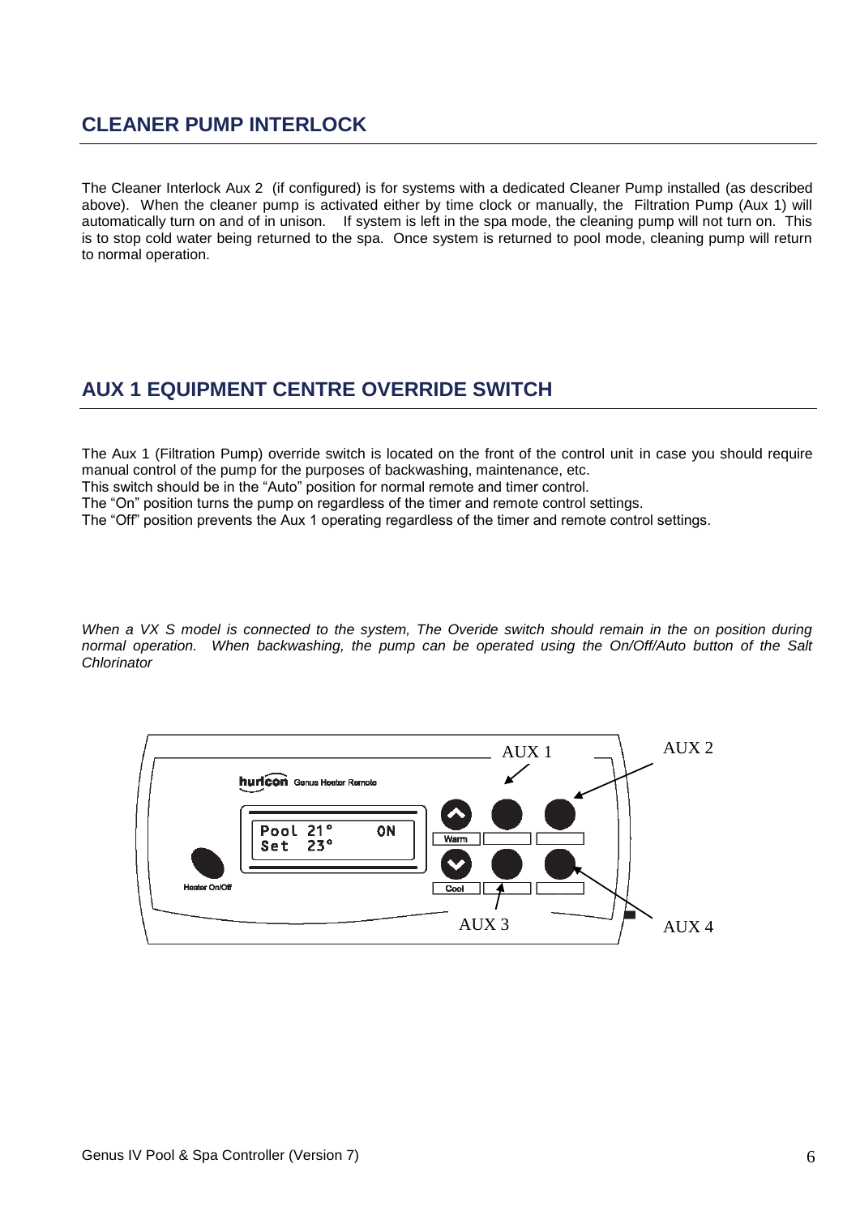## CLEANER PUMP INTERLOCK

The Cleaner Interlock Aux 2 (if configured) is for systems with a dedicated Cleaner Pump installed (as described above). When the cleaner pump is activated either by time clock or manually, the Filtration Pump (Aux 1) will automatically turn on and of in unison. If system is left in the spa mode, the cleaning pump will not turn on. This is to stop cold water being returned to the spa. Once system is returned to pool mode, cleaning pump will return to normal operation.

## AUX 1 EQUIPMENT CENTRE OVERRIDE SWITCH

The Aux 1 (Filtration Pump) override switch is located on the front of the control unit in case you should require manual control of the pump for the purposes of backwashing, maintenance, etc.
This switch should be in the "Auto" position for normal remote and timer control.
The "On" position turns the pump on regardless of the timer and remote control settings.
The "Off" position prevents the Aux 1 operating regardless of the timer and remote control settings.

*When a VX S model is connected to the system, The Overide switch should remain in the on position during normal operation. When backwashing, the pump can be operated using the On/Off/Auto button of the Salt Chlorinator*

AUX 1 AUX 2

hurlcon Genus Heater Remote

Pool 21° ON
Set 23°

Heater On/Off Warm Cool

AUX 3 AUX 4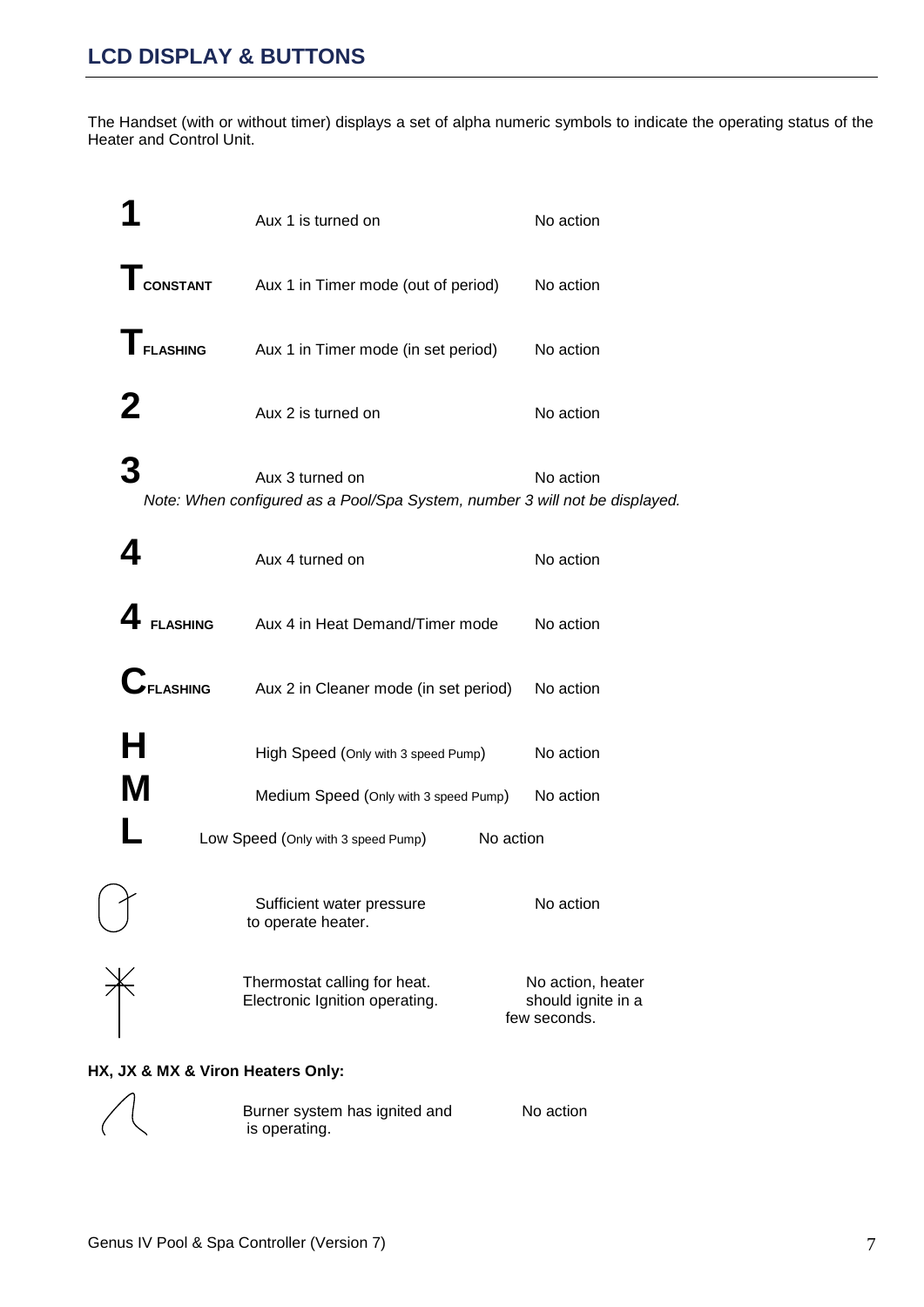## LCD DISPLAY & BUTTONS

The Handset (with or without timer) displays a set of alpha numeric symbols to indicate the operating status of the Heater and Control Unit.

| Symbol | Status | Action |
|---|---|---|
| **1** | Aux 1 is turned on | No action |
| **T** CONSTANT | Aux 1 in Timer mode (out of period) | No action |
| **T** FLASHING | Aux 1 in Timer mode (in set period) | No action |
| **2** | Aux 2 is turned on | No action |
| **3** | Aux 3 turned on | No action |

*Note: When configured as a Pool/Spa System, number 3 will not be displayed.*

| Symbol | Status | Action |
|---|---|---|
| **4** | Aux 4 turned on | No action |
| **4** FLASHING | Aux 4 in Heat Demand/Timer mode | No action |
| **C** FLASHING | Aux 2 in Cleaner mode (in set period) | No action |
| **H** | High Speed (Only with 3 speed Pump) | No action |
| **M** | Medium Speed (Only with 3 speed Pump) | No action |
| **L** | Low Speed (Only with 3 speed Pump) | No action |
| (pressure symbol) | Sufficient water pressure to operate heater. | No action |
| (ignition symbol) | Thermostat calling for heat. Electronic Ignition operating. | No action, heater should ignite in a few seconds. |

**HX, JX & MX & Viron Heaters Only:**

| Symbol | Status | Action |
|---|---|---|
| (flame symbol) | Burner system has ignited and is operating. | No action |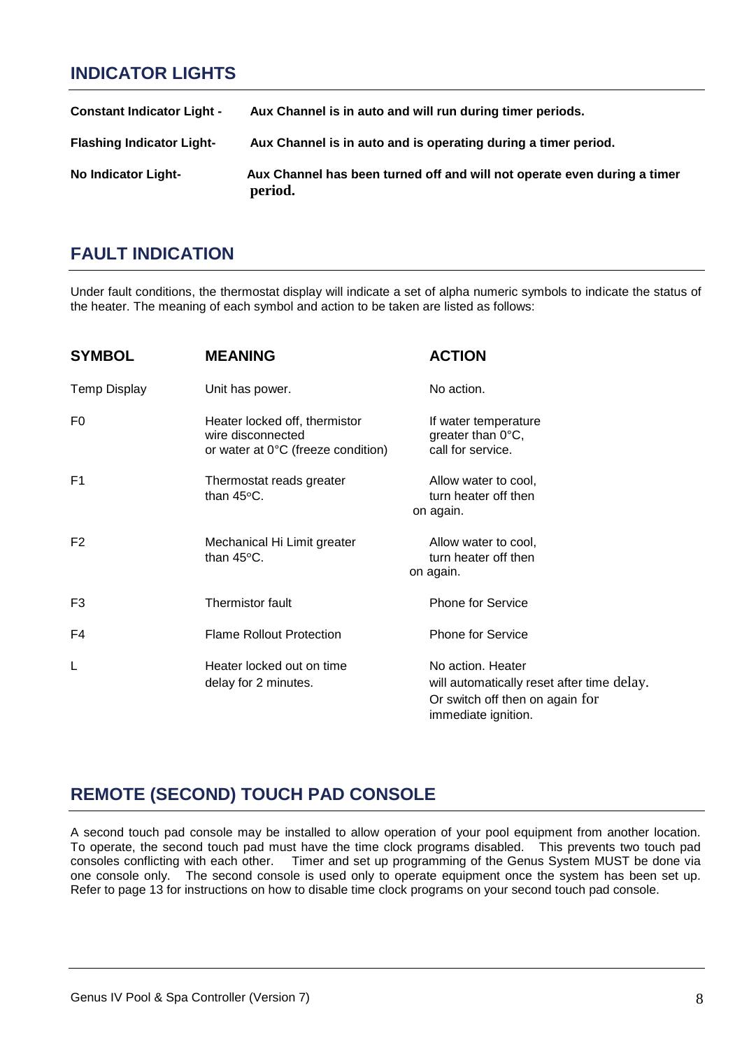## INDICATOR LIGHTS

| | |
|---|---|
| **Constant Indicator Light -** | **Aux Channel is in auto and will run during timer periods.** |
| **Flashing Indicator Light-** | **Aux Channel is in auto and is operating during a timer period.** |
| **No Indicator Light-** | **Aux Channel has been turned off and will not operate even during a timer period.** |

## FAULT INDICATION

Under fault conditions, the thermostat display will indicate a set of alpha numeric symbols to indicate the status of the heater. The meaning of each symbol and action to be taken are listed as follows:

| SYMBOL | MEANING | ACTION |
|---|---|---|
| Temp Display | Unit has power. | No action. |
| F0 | Heater locked off, thermistor wire disconnected or water at 0°C (freeze condition) | If water temperature greater than 0°C, call for service. |
| F1 | Thermostat reads greater than 45°C. | Allow water to cool, turn heater off then on again. |
| F2 | Mechanical Hi Limit greater than 45°C. | Allow water to cool, turn heater off then on again. |
| F3 | Thermistor fault | Phone for Service |
| F4 | Flame Rollout Protection | Phone for Service |
| L | Heater locked out on time delay for 2 minutes. | No action. Heater will automatically reset after time delay. Or switch off then on again for immediate ignition. |

## REMOTE (SECOND) TOUCH PAD CONSOLE

A second touch pad console may be installed to allow operation of your pool equipment from another location. To operate, the second touch pad must have the time clock programs disabled. This prevents two touch pad consoles conflicting with each other. Timer and set up programming of the Genus System MUST be done via one console only. The second console is used only to operate equipment once the system has been set up. Refer to page 13 for instructions on how to disable time clock programs on your second touch pad console.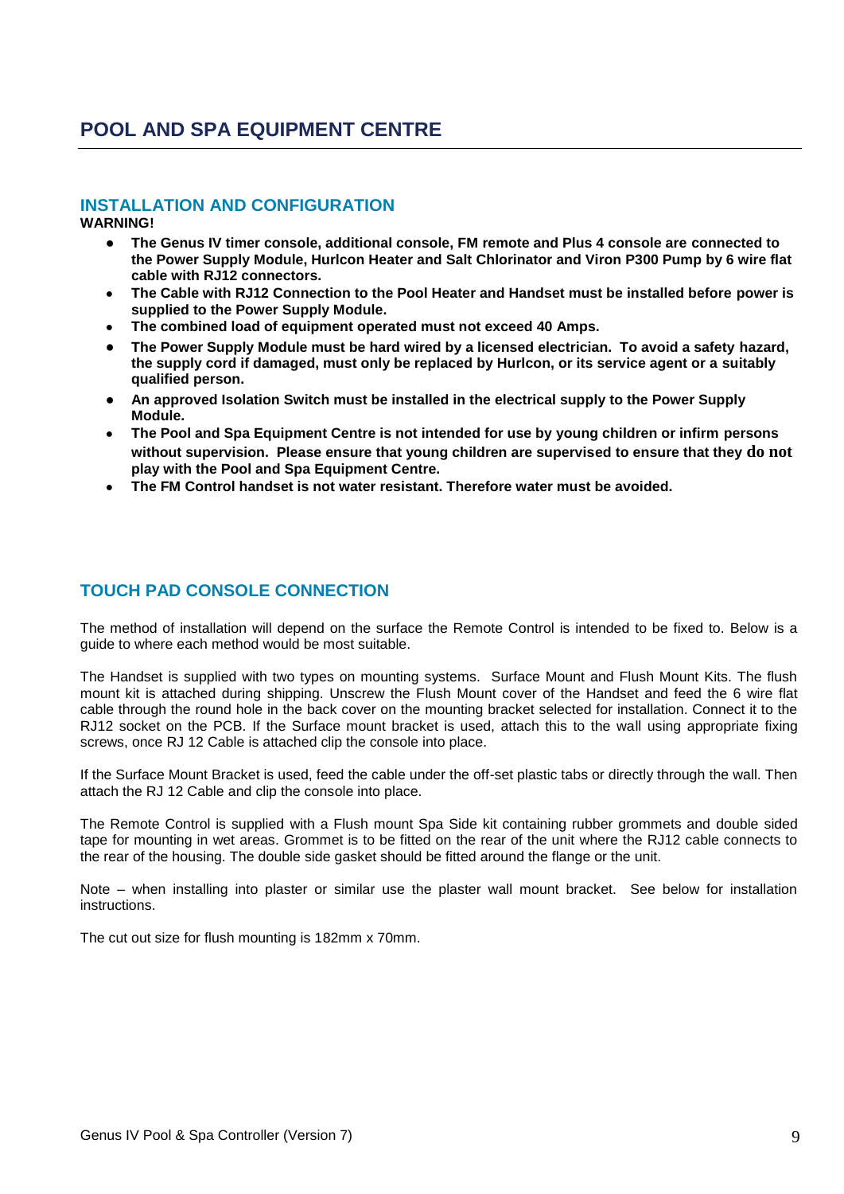# POOL AND SPA EQUIPMENT CENTRE

## INSTALLATION AND CONFIGURATION

**WARNING!**

- **The Genus IV timer console, additional console, FM remote and Plus 4 console are connected to the Power Supply Module, Hurlcon Heater and Salt Chlorinator and Viron P300 Pump by 6 wire flat cable with RJ12 connectors.**
- **The Cable with RJ12 Connection to the Pool Heater and Handset must be installed before power is supplied to the Power Supply Module.**
- **The combined load of equipment operated must not exceed 40 Amps.**
- **The Power Supply Module must be hard wired by a licensed electrician. To avoid a safety hazard, the supply cord if damaged, must only be replaced by Hurlcon, or its service agent or a suitably qualified person.**
- **An approved Isolation Switch must be installed in the electrical supply to the Power Supply Module.**
- **The Pool and Spa Equipment Centre is not intended for use by young children or infirm persons without supervision. Please ensure that young children are supervised to ensure that they do not play with the Pool and Spa Equipment Centre.**
- **The FM Control handset is not water resistant. Therefore water must be avoided.**

## TOUCH PAD CONSOLE CONNECTION

The method of installation will depend on the surface the Remote Control is intended to be fixed to. Below is a guide to where each method would be most suitable.

The Handset is supplied with two types on mounting systems. Surface Mount and Flush Mount Kits. The flush mount kit is attached during shipping. Unscrew the Flush Mount cover of the Handset and feed the 6 wire flat cable through the round hole in the back cover on the mounting bracket selected for installation. Connect it to the RJ12 socket on the PCB. If the Surface mount bracket is used, attach this to the wall using appropriate fixing screws, once RJ 12 Cable is attached clip the console into place.

If the Surface Mount Bracket is used, feed the cable under the off-set plastic tabs or directly through the wall. Then attach the RJ 12 Cable and clip the console into place.

The Remote Control is supplied with a Flush mount Spa Side kit containing rubber grommets and double sided tape for mounting in wet areas. Grommet is to be fitted on the rear of the unit where the RJ12 cable connects to the rear of the housing. The double side gasket should be fitted around the flange or the unit.

Note – when installing into plaster or similar use the plaster wall mount bracket. See below for installation instructions.

The cut out size for flush mounting is 182mm x 70mm.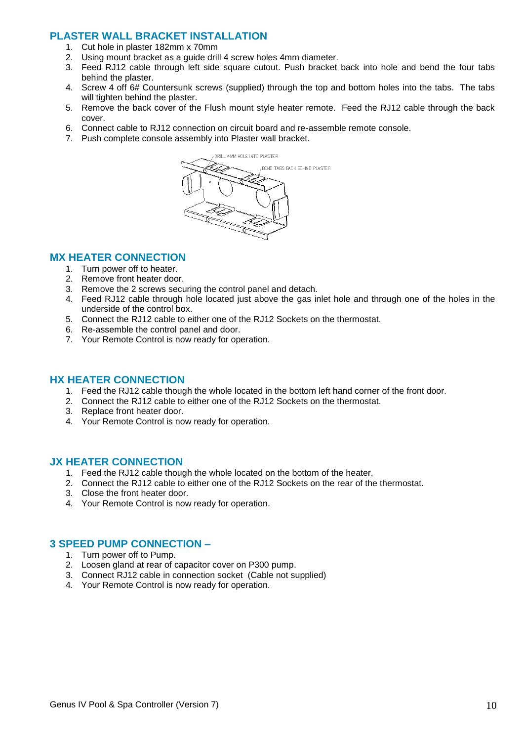## PLASTER WALL BRACKET INSTALLATION

1. Cut hole in plaster 182mm x 70mm
2. Using mount bracket as a guide drill 4 screw holes 4mm diameter.
3. Feed RJ12 cable through left side square cutout. Push bracket back into hole and bend the four tabs behind the plaster.
4. Screw 4 off 6# Countersunk screws (supplied) through the top and bottom holes into the tabs. The tabs will tighten behind the plaster.
5. Remove the back cover of the Flush mount style heater remote. Feed the RJ12 cable through the back cover.
6. Connect cable to RJ12 connection on circuit board and re-assemble remote console.
7. Push complete console assembly into Plaster wall bracket.

DRILL 4MM HOLE INTO PLASTER

BEND TABS BACK BEHIND PLASTER

## MX HEATER CONNECTION

1. Turn power off to heater.
2. Remove front heater door.
3. Remove the 2 screws securing the control panel and detach.
4. Feed RJ12 cable through hole located just above the gas inlet hole and through one of the holes in the underside of the control box.
5. Connect the RJ12 cable to either one of the RJ12 Sockets on the thermostat.
6. Re-assemble the control panel and door.
7. Your Remote Control is now ready for operation.

## HX HEATER CONNECTION

1. Feed the RJ12 cable though the whole located in the bottom left hand corner of the front door.
2. Connect the RJ12 cable to either one of the RJ12 Sockets on the thermostat.
3. Replace front heater door.
4. Your Remote Control is now ready for operation.

## JX HEATER CONNECTION

1. Feed the RJ12 cable though the whole located on the bottom of the heater.
2. Connect the RJ12 cable to either one of the RJ12 Sockets on the rear of the thermostat.
3. Close the front heater door.
4. Your Remote Control is now ready for operation.

## 3 SPEED PUMP CONNECTION –

1. Turn power off to Pump.
2. Loosen gland at rear of capacitor cover on P300 pump.
3. Connect RJ12 cable in connection socket (Cable not supplied)
4. Your Remote Control is now ready for operation.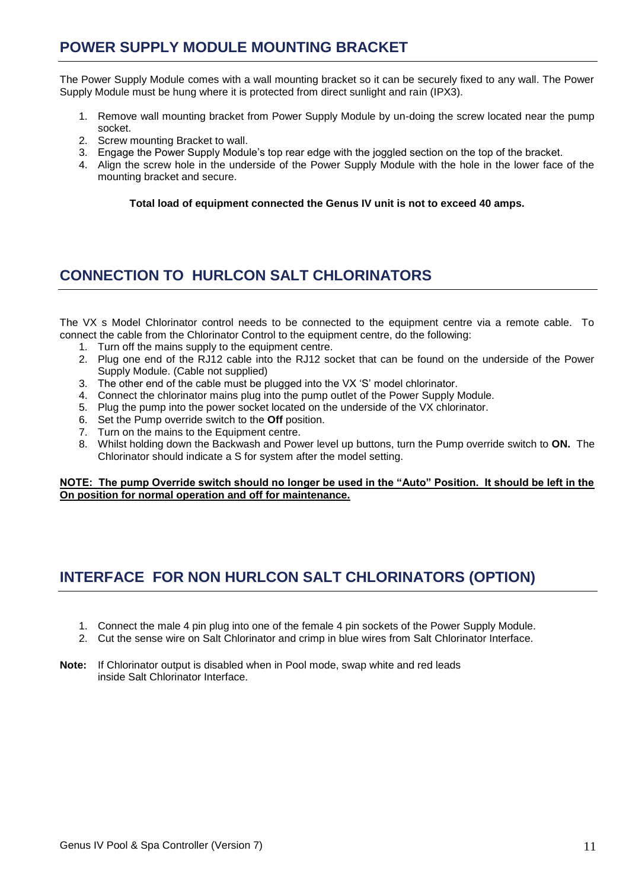## POWER SUPPLY MODULE MOUNTING BRACKET

The Power Supply Module comes with a wall mounting bracket so it can be securely fixed to any wall. The Power Supply Module must be hung where it is protected from direct sunlight and rain (IPX3).

1. Remove wall mounting bracket from Power Supply Module by un-doing the screw located near the pump socket.
2. Screw mounting Bracket to wall.
3. Engage the Power Supply Module's top rear edge with the joggled section on the top of the bracket.
4. Align the screw hole in the underside of the Power Supply Module with the hole in the lower face of the mounting bracket and secure.

**Total load of equipment connected the Genus IV unit is not to exceed 40 amps.**

## CONNECTION TO HURLCON SALT CHLORINATORS

The VX s Model Chlorinator control needs to be connected to the equipment centre via a remote cable. To connect the cable from the Chlorinator Control to the equipment centre, do the following:

1. Turn off the mains supply to the equipment centre.
2. Plug one end of the RJ12 cable into the RJ12 socket that can be found on the underside of the Power Supply Module. (Cable not supplied)
3. The other end of the cable must be plugged into the VX 'S' model chlorinator.
4. Connect the chlorinator mains plug into the pump outlet of the Power Supply Module.
5. Plug the pump into the power socket located on the underside of the VX chlorinator.
6. Set the Pump override switch to the **Off** position.
7. Turn on the mains to the Equipment centre.
8. Whilst holding down the Backwash and Power level up buttons, turn the Pump override switch to **ON.** The Chlorinator should indicate a S for system after the model setting.

<u>**NOTE: The pump Override switch should no longer be used in the "Auto" Position. It should be left in the On position for normal operation and off for maintenance.**</u>

## INTERFACE FOR NON HURLCON SALT CHLORINATORS (OPTION)

1. Connect the male 4 pin plug into one of the female 4 pin sockets of the Power Supply Module.
2. Cut the sense wire on Salt Chlorinator and crimp in blue wires from Salt Chlorinator Interface.

**Note:** If Chlorinator output is disabled when in Pool mode, swap white and red leads inside Salt Chlorinator Interface.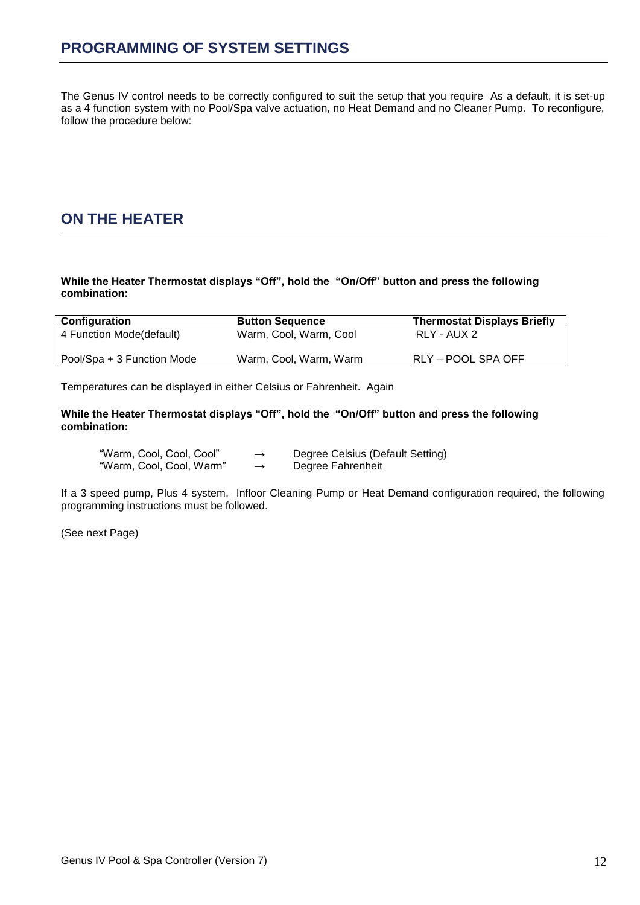# PROGRAMMING OF SYSTEM SETTINGS

The Genus IV control needs to be correctly configured to suit the setup that you require As a default, it is set-up as a 4 function system with no Pool/Spa valve actuation, no Heat Demand and no Cleaner Pump. To reconfigure, follow the procedure below:

# ON THE HEATER

**While the Heater Thermostat displays "Off", hold the "On/Off" button and press the following combination:**

| Configuration | Button Sequence | Thermostat Displays Briefly |
|---|---|---|
| 4 Function Mode(default) | Warm, Cool, Warm, Cool | RLY - AUX 2 |
| Pool/Spa + 3 Function Mode | Warm, Cool, Warm, Warm | RLY – POOL SPA OFF |

Temperatures can be displayed in either Celsius or Fahrenheit. Again

**While the Heater Thermostat displays "Off", hold the "On/Off" button and press the following combination:**

"Warm, Cool, Cool, Cool" → Degree Celsius (Default Setting)
"Warm, Cool, Cool, Warm" → Degree Fahrenheit

If a 3 speed pump, Plus 4 system, Infloor Cleaning Pump or Heat Demand configuration required, the following programming instructions must be followed.

(See next Page)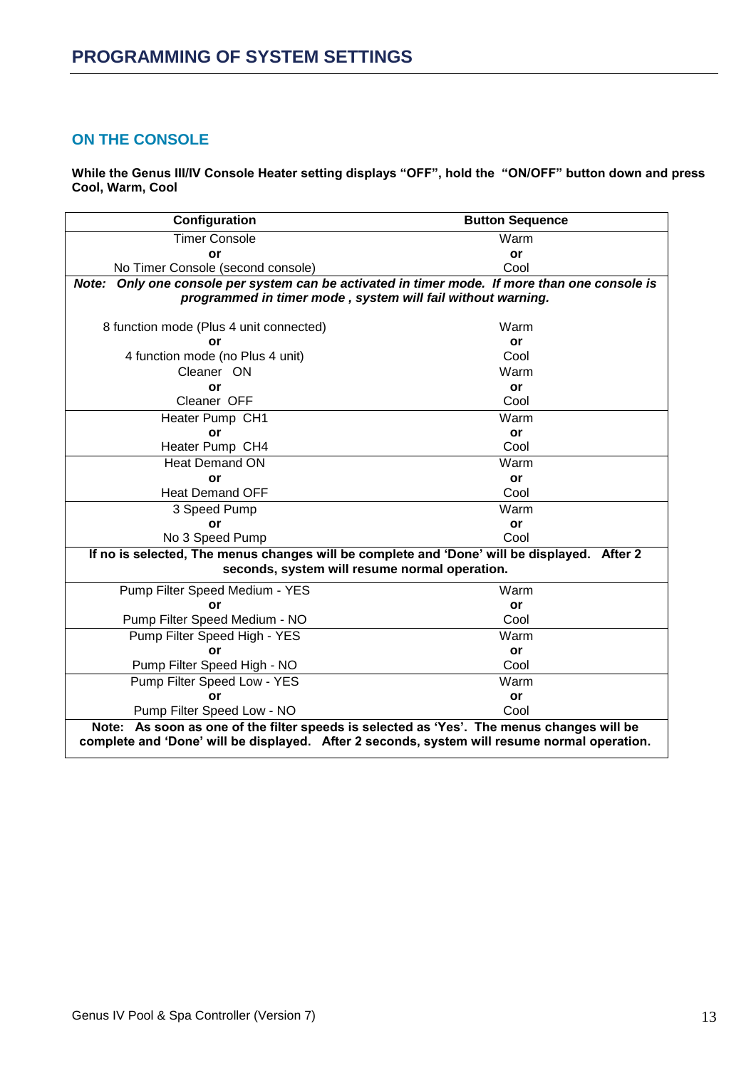# PROGRAMMING OF SYSTEM SETTINGS

## ON THE CONSOLE

**While the Genus III/IV Console Heater setting displays "OFF", hold the "ON/OFF" button down and press Cool, Warm, Cool**

| Configuration | Button Sequence |
|---|---|
| Timer Console<br>**or**<br>No Timer Console (second console) | Warm<br>**or**<br>Cool |
| ***Note: Only one console per system can be activated in timer mode. If more than one console is programmed in timer mode , system will fail without warning.*** | |
| 8 function mode (Plus 4 unit connected)<br>**or**<br>4 function mode (no Plus 4 unit) | Warm<br>**or**<br>Cool |
| Cleaner ON<br>**or**<br>Cleaner OFF | Warm<br>**or**<br>Cool |
| Heater Pump CH1<br>**or**<br>Heater Pump CH4 | Warm<br>**or**<br>Cool |
| Heat Demand ON<br>**or**<br>Heat Demand OFF | Warm<br>**or**<br>Cool |
| 3 Speed Pump<br>**or**<br>No 3 Speed Pump | Warm<br>**or**<br>Cool |
| **If no is selected, The menus changes will be complete and 'Done' will be displayed. After 2 seconds, system will resume normal operation.** | |
| Pump Filter Speed Medium - YES<br>**or**<br>Pump Filter Speed Medium - NO | Warm<br>**or**<br>Cool |
| Pump Filter Speed High - YES<br>**or**<br>Pump Filter Speed High - NO | Warm<br>**or**<br>Cool |
| Pump Filter Speed Low - YES<br>**or**<br>Pump Filter Speed Low - NO | Warm<br>**or**<br>Cool |
| **Note: As soon as one of the filter speeds is selected as 'Yes'. The menus changes will be complete and 'Done' will be displayed. After 2 seconds, system will resume normal operation.** | |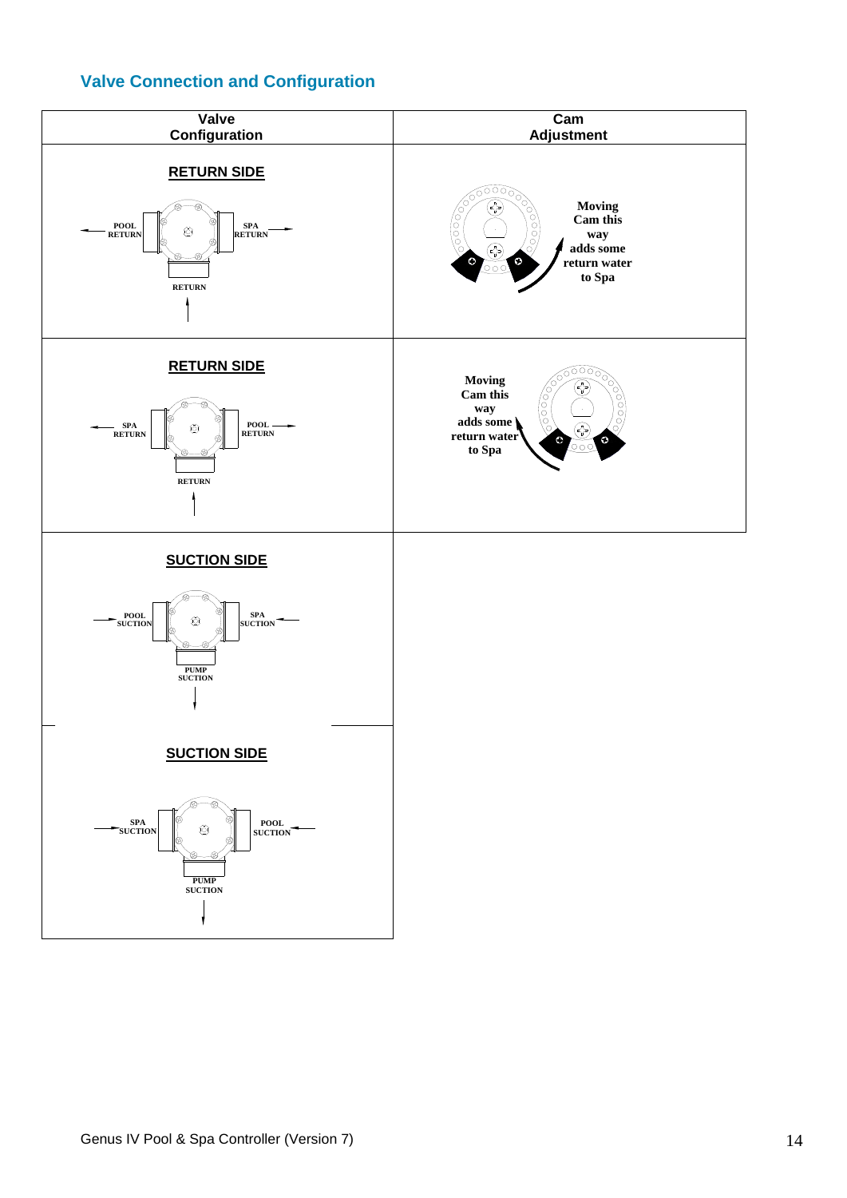## Valve Connection and Configuration

| Valve Configuration | Cam Adjustment |
|---|---|
| **RETURN SIDE**<br>POOL RETURN / SPA RETURN / RETURN | Moving Cam this way adds some return water to Spa |
| **RETURN SIDE**<br>SPA RETURN / POOL RETURN / RETURN | Moving Cam this way adds some return water to Spa |
| **SUCTION SIDE**<br>POOL SUCTION / SPA SUCTION / PUMP SUCTION | |
| **SUCTION SIDE**<br>SPA SUCTION / POOL SUCTION / PUMP SUCTION | |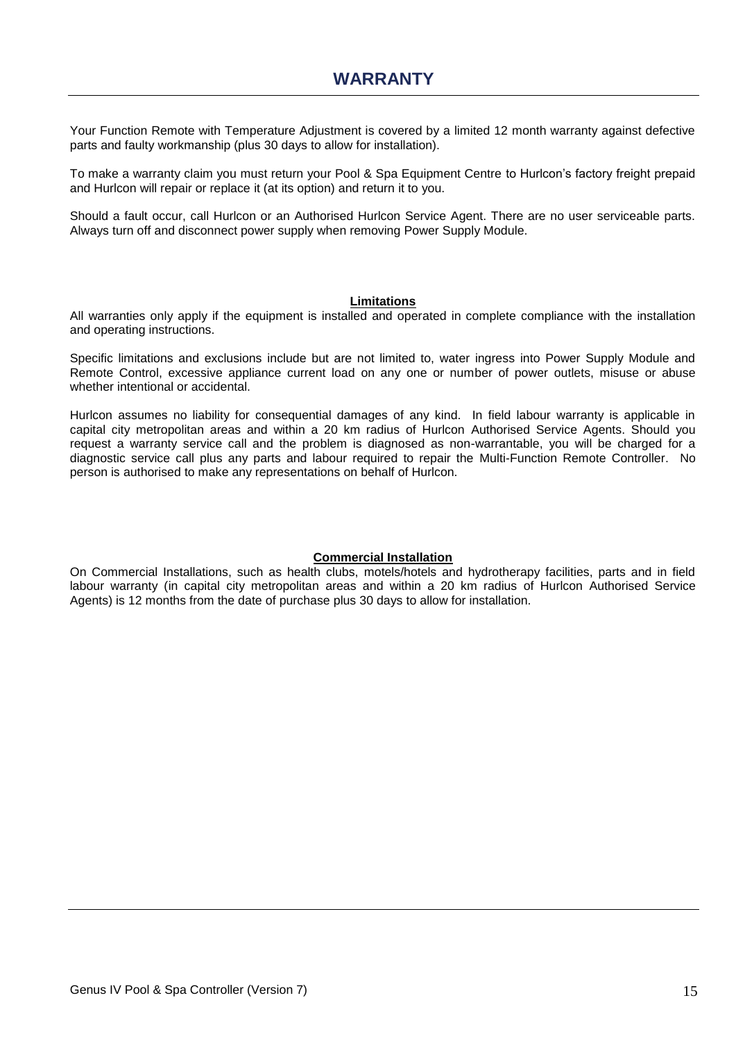# WARRANTY

Your Function Remote with Temperature Adjustment is covered by a limited 12 month warranty against defective parts and faulty workmanship (plus 30 days to allow for installation).

To make a warranty claim you must return your Pool & Spa Equipment Centre to Hurlcon's factory freight prepaid and Hurlcon will repair or replace it (at its option) and return it to you.

Should a fault occur, call Hurlcon or an Authorised Hurlcon Service Agent. There are no user serviceable parts. Always turn off and disconnect power supply when removing Power Supply Module.

## Limitations

All warranties only apply if the equipment is installed and operated in complete compliance with the installation and operating instructions.

Specific limitations and exclusions include but are not limited to, water ingress into Power Supply Module and Remote Control, excessive appliance current load on any one or number of power outlets, misuse or abuse whether intentional or accidental.

Hurlcon assumes no liability for consequential damages of any kind. In field labour warranty is applicable in capital city metropolitan areas and within a 20 km radius of Hurlcon Authorised Service Agents. Should you request a warranty service call and the problem is diagnosed as non-warrantable, you will be charged for a diagnostic service call plus any parts and labour required to repair the Multi-Function Remote Controller. No person is authorised to make any representations on behalf of Hurlcon.

## Commercial Installation

On Commercial Installations, such as health clubs, motels/hotels and hydrotherapy facilities, parts and in field labour warranty (in capital city metropolitan areas and within a 20 km radius of Hurlcon Authorised Service Agents) is 12 months from the date of purchase plus 30 days to allow for installation.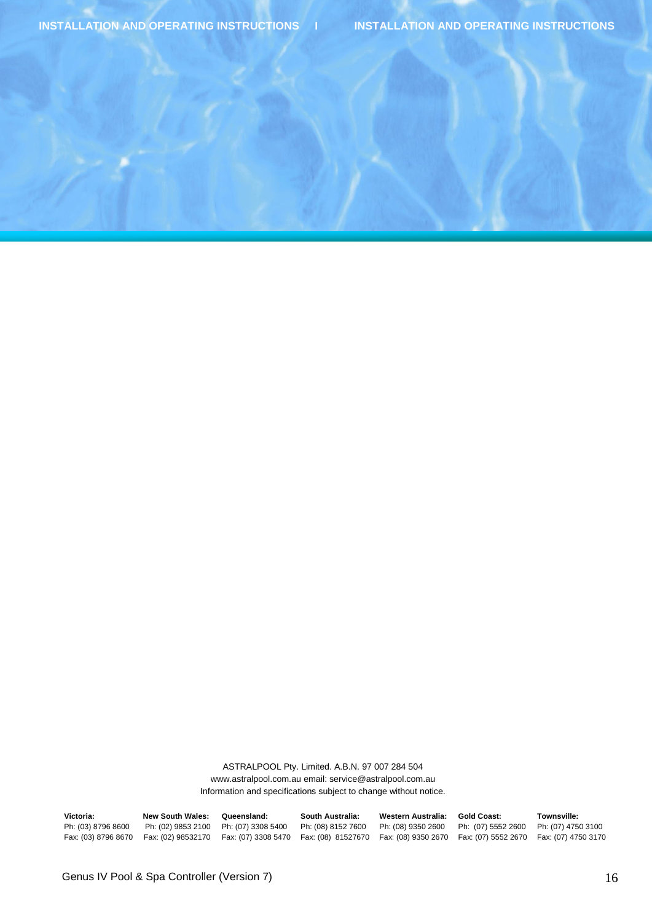ASTRALPOOL Pty. Limited. A.B.N. 97 007 284 504
www.astralpool.com.au email: service@astralpool.com.au
Information and specifications subject to change without notice.

| Victoria: | New South Wales: | Queensland: | South Australia: | Western Australia: | Gold Coast: | Townsville: |
|---|---|---|---|---|---|---|
| Ph: (03) 8796 8600 | Ph: (02) 9853 2100 | Ph: (07) 3308 5400 | Ph: (08) 8152 7600 | Ph: (08) 9350 2600 | Ph: (07) 5552 2600 | Ph: (07) 4750 3100 |
| Fax: (03) 8796 8670 | Fax: (02) 98532170 | Fax: (07) 3308 5470 | Fax: (08) 81527670 | Fax: (08) 9350 2670 | Fax: (07) 5552 2670 | Fax: (07) 4750 3170 |